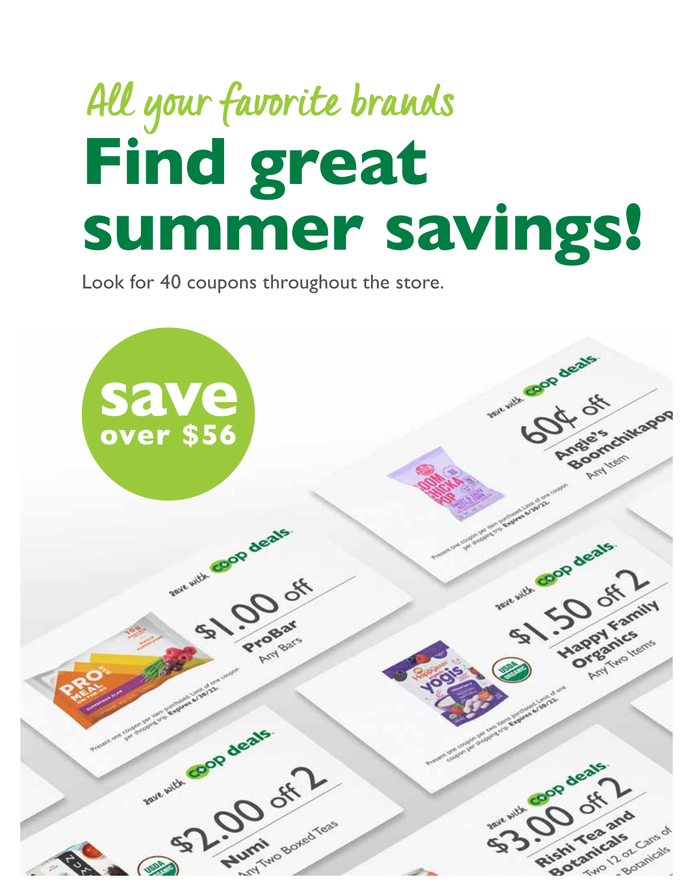*All your favorite brands*

# Find great summer savings!

Look for 40 coupons throughout the store.

**save over $56**

save with co+op deals
**60¢ off**
Angie's Boomchikapop
Any Item
Present one coupon per item purchased. Limit of one coupon per shopping trip. **Expires 6/30/22.**

save with co+op deals
**$1.00 off**
ProBar
Any Bars
Present one coupon per item purchased. Limit of one coupon per shopping trip. **Expires 6/30/22.**

save with co+op deals
**$1.50 off 2**
Happy Family Organics
Any Two Items
Present one coupon per two items purchased. Limit of one coupon per shopping trip. **Expires 6/30/22.**

save with co+op deals
**$2.00 off 2**
Numi
Any Two Boxed Teas

save with co+op deals
**$3.00 off 2**
Rishi Tea and Botanicals
Two 12 oz. Cans of ... Botanicals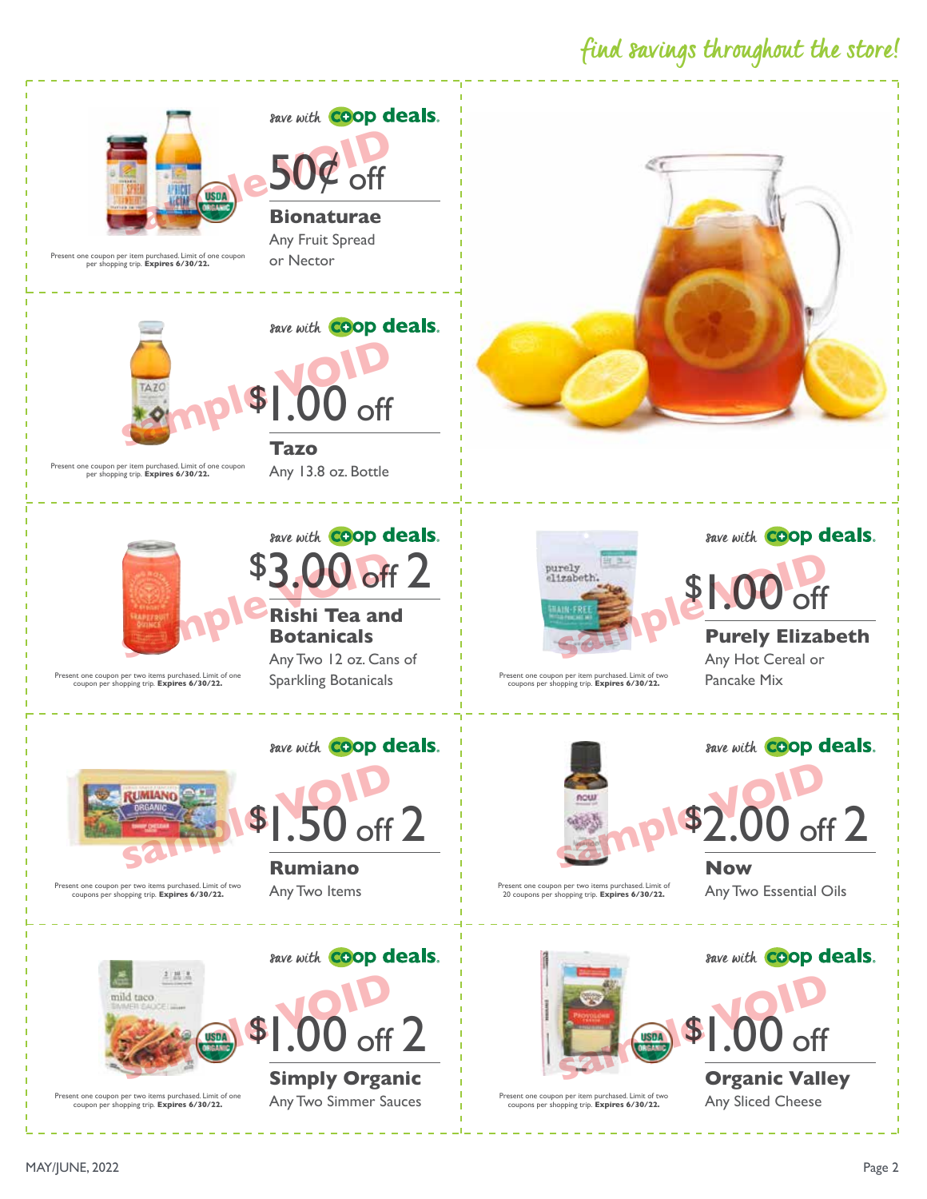*find savings throughout the store!*

---

save with co+op deals.

**50¢ off**

**Bionaturae**

Any Fruit Spread or Nector

Present one coupon per item purchased. Limit of one coupon per shopping trip. **Expires 6/30/22.**

---

save with co+op deals.

**$1.00 off**

**Tazo**

Any 13.8 oz. Bottle

Present one coupon per item purchased. Limit of one coupon per shopping trip. **Expires 6/30/22.**

---

save with co+op deals.

**$3.00 off 2**

**Rishi Tea and Botanicals**

Any Two 12 oz. Cans of Sparkling Botanicals

Present one coupon per two items purchased. Limit of one coupon per shopping trip. **Expires 6/30/22.**

---

save with co+op deals.

**$1.00 off**

**Purely Elizabeth**

Any Hot Cereal or Pancake Mix

Present one coupon per item purchased. Limit of two coupons per shopping trip. **Expires 6/30/22.**

---

save with co+op deals.

**$1.50 off 2**

**Rumiano**

Any Two Items

Present one coupon per two items purchased. Limit of two coupons per shopping trip. **Expires 6/30/22.**

---

save with co+op deals.

**$2.00 off 2**

**Now**

Any Two Essential Oils

Present one coupon per two items purchased. Limit of 20 coupons per shopping trip. **Expires 6/30/22.**

---

save with co+op deals.

**$1.00 off 2**

**Simply Organic**

Any Two Simmer Sauces

Present one coupon per two items purchased. Limit of one coupon per shopping trip. **Expires 6/30/22.**

---

save with co+op deals.

**$1.00 off**

**Organic Valley**

Any Sliced Cheese

Present one coupon per item purchased. Limit of two coupons per shopping trip. **Expires 6/30/22.**

---

MAY/JUNE, 2022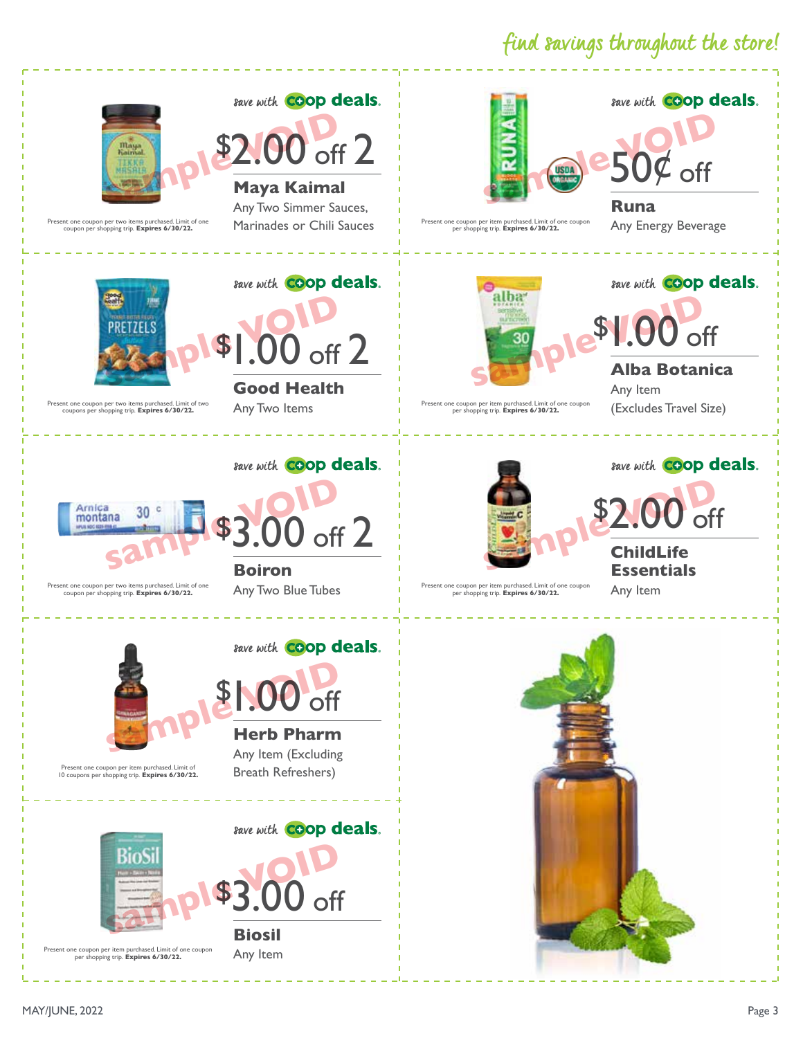*find savings throughout the store!*

---

save with co+op deals.

**$2.00 off 2**

**Maya Kaimal**

Any Two Simmer Sauces, Marinades or Chili Sauces

Present one coupon per two items purchased. Limit of one coupon per shopping trip. **Expires 6/30/22.**

---

save with co+op deals.

**50¢ off**

**Runa**

Any Energy Beverage

Present one coupon per item purchased. Limit of one coupon per shopping trip. **Expires 6/30/22.**

---

save with co+op deals.

**$1.00 off 2**

**Good Health**

Any Two Items

Present one coupon per two items purchased. Limit of two coupons per shopping trip. **Expires 6/30/22.**

---

save with co+op deals.

**$1.00 off**

**Alba Botanica**

Any Item (Excludes Travel Size)

Present one coupon per item purchased. Limit of one coupon per shopping trip. **Expires 6/30/22.**

---

save with co+op deals.

**$3.00 off 2**

**Boiron**

Any Two Blue Tubes

Present one coupon per two items purchased. Limit of one coupon per shopping trip. **Expires 6/30/22.**

---

save with co+op deals.

**$2.00 off**

**ChildLife Essentials**

Any Item

Present one coupon per item purchased. Limit of one coupon per shopping trip. **Expires 6/30/22.**

---

save with co+op deals.

**$1.00 off**

**Herb Pharm**

Any Item (Excluding Breath Refreshers)

Present one coupon per item purchased. Limit of 10 coupons per shopping trip. **Expires 6/30/22.**

---

save with co+op deals.

**$3.00 off**

**Biosil**

Any Item

Present one coupon per item purchased. Limit of one coupon per shopping trip. **Expires 6/30/22.**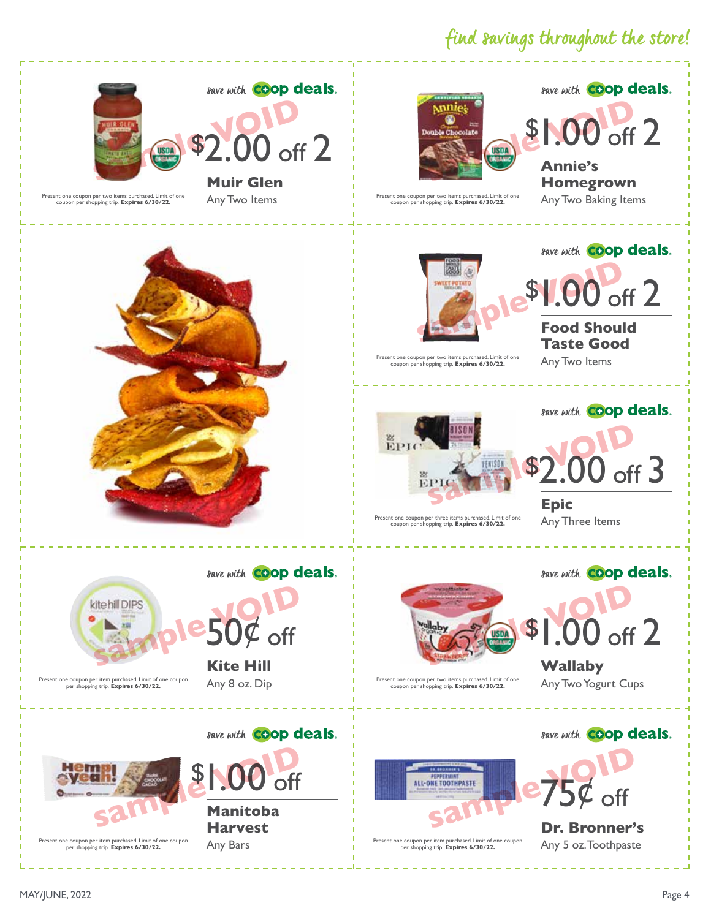*find savings throughout the store!*

save with **coop deals.**

**$2.00 off 2**

**Muir Glen**
Any Two Items

Present one coupon per two items purchased. Limit of one coupon per shopping trip. **Expires 6/30/22.**

---

save with **coop deals.**

**$1.00 off 2**

**Annie's Homegrown**
Any Two Baking Items

Present one coupon per two items purchased. Limit of one coupon per shopping trip. **Expires 6/30/22.**

---

save with **coop deals.**

**$1.00 off 2**

**Food Should Taste Good**
Any Two Items

Present one coupon per two items purchased. Limit of one coupon per shopping trip. **Expires 6/30/22.**

---

save with **coop deals.**

**$2.00 off 3**

**Epic**
Any Three Items

Present one coupon per three items purchased. Limit of one coupon per shopping trip. **Expires 6/30/22.**

---

save with **coop deals.**

**50¢ off**

**Kite Hill**
Any 8 oz. Dip

Present one coupon per item purchased. Limit of one coupon per shopping trip. **Expires 6/30/22.**

---

save with **coop deals.**

**$1.00 off 2**

**Wallaby**
Any Two Yogurt Cups

Present one coupon per two items purchased. Limit of one coupon per shopping trip. **Expires 6/30/22.**

---

save with **coop deals.**

**$1.00 off**

**Manitoba Harvest**
Any Bars

Present one coupon per item purchased. Limit of one coupon per shopping trip. **Expires 6/30/22.**

---

save with **coop deals.**

**75¢ off**

**Dr. Bronner's**
Any 5 oz. Toothpaste

Present one coupon per item purchased. Limit of one coupon per shopping trip. **Expires 6/30/22.**

MAY/JUNE, 2022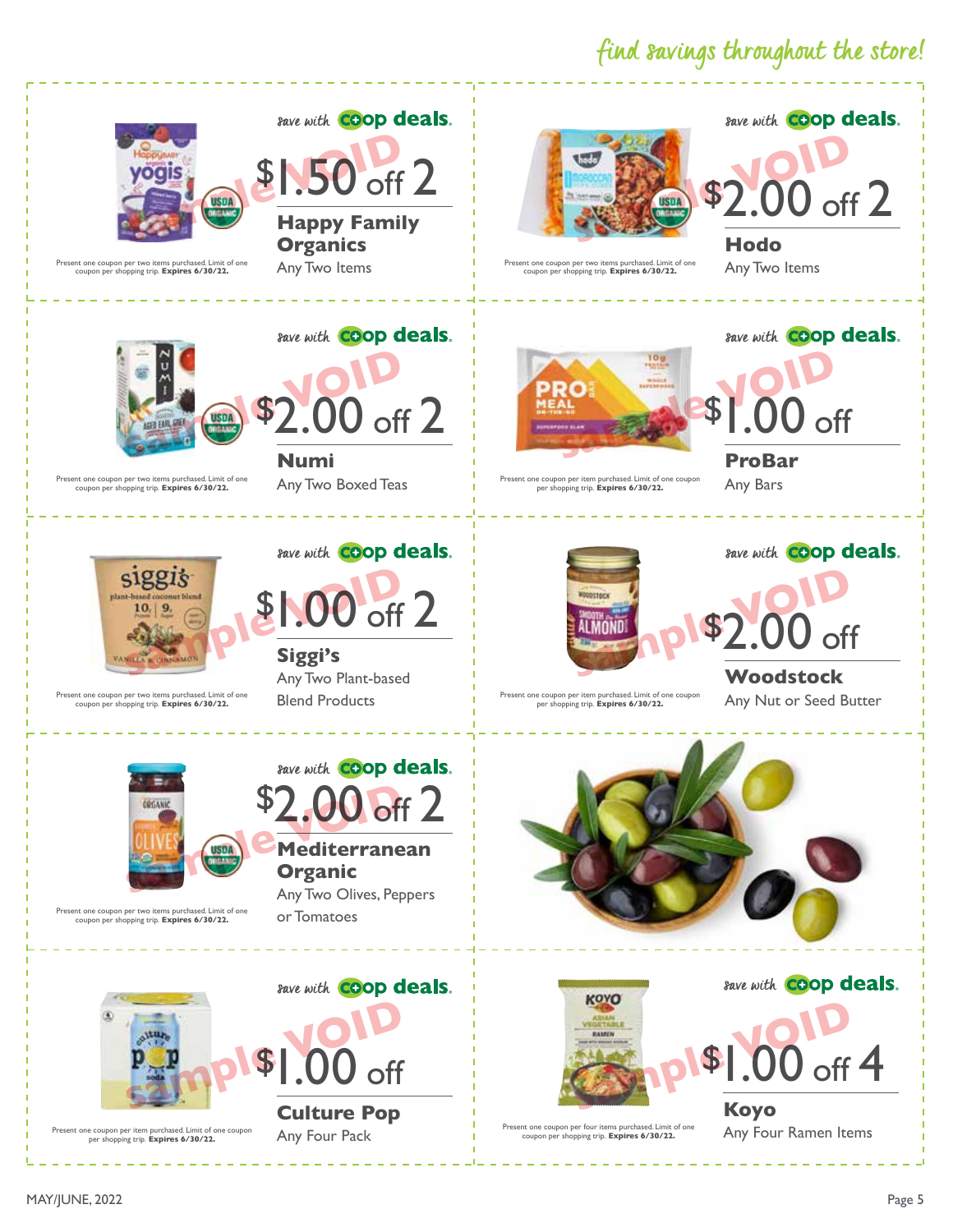*find savings throughout the store!*

save with coop deals.

**$1.50 off 2**

**Happy Family Organics**

Any Two Items

Present one coupon per two items purchased. Limit of one coupon per shopping trip. **Expires 6/30/22.**

---

save with coop deals.

**$2.00 off 2**

**Hodo**

Any Two Items

Present one coupon per two items purchased. Limit of one coupon per shopping trip. **Expires 6/30/22.**

---

save with coop deals.

**$2.00 off 2**

**Numi**

Any Two Boxed Teas

Present one coupon per two items purchased. Limit of one coupon per shopping trip. **Expires 6/30/22.**

---

save with coop deals.

**$1.00 off**

**ProBar**

Any Bars

Present one coupon per item purchased. Limit of one coupon per shopping trip. **Expires 6/30/22.**

---

save with coop deals.

**$1.00 off 2**

**Siggi's**

Any Two Plant-based Blend Products

Present one coupon per two items purchased. Limit of one coupon per shopping trip. **Expires 6/30/22.**

---

save with coop deals.

**$2.00 off**

**Woodstock**

Any Nut or Seed Butter

Present one coupon per item purchased. Limit of one coupon per shopping trip. **Expires 6/30/22.**

---

save with coop deals.

**$2.00 off 2**

**Mediterranean Organic**

Any Two Olives, Peppers or Tomatoes

Present one coupon per two items purchased. Limit of one coupon per shopping trip. **Expires 6/30/22.**

---

save with coop deals.

**$1.00 off**

**Culture Pop**

Any Four Pack

Present one coupon per item purchased. Limit of one coupon per shopping trip. **Expires 6/30/22.**

---

save with coop deals.

**$1.00 off 4**

**Koyo**

Any Four Ramen Items

Present one coupon per four items purchased. Limit of one coupon per shopping trip. **Expires 6/30/22.**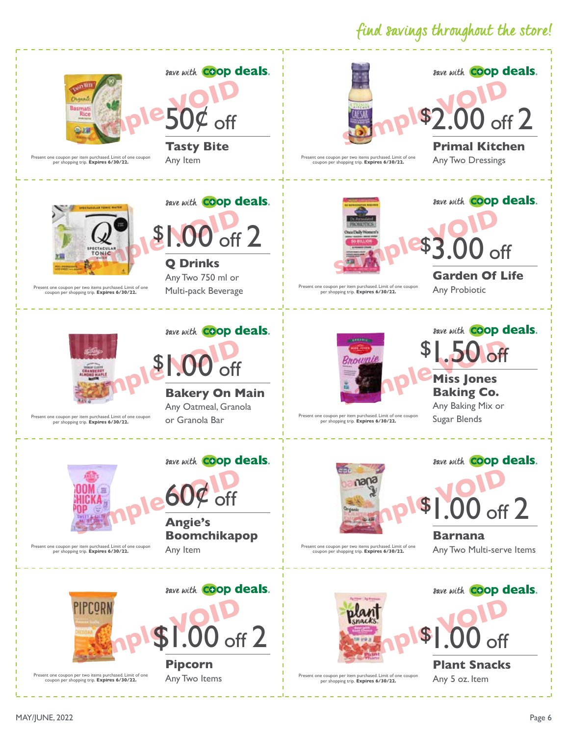*find savings throughout the store!*

*save with* **co+op deals.**

# 50¢ off

**Tasty Bite**
Any Item

Present one coupon per item purchased. Limit of one coupon per shopping trip. **Expires 6/30/22.**

---

*save with* **co+op deals.**

# $2.00 off 2

**Primal Kitchen**
Any Two Dressings

Present one coupon per two items purchased. Limit of one coupon per shopping trip. **Expires 6/30/22.**

---

*save with* **co+op deals.**

# $1.00 off 2

**Q Drinks**
Any Two 750 ml or Multi-pack Beverage

Present one coupon per two items purchased. Limit of one coupon per shopping trip. **Expires 6/30/22.**

---

*save with* **co+op deals.**

# $3.00 off

**Garden Of Life**
Any Probiotic

Present one coupon per item purchased. Limit of one coupon per shopping trip. **Expires 6/30/22.**

---

*save with* **co+op deals.**

# $1.00 off

**Bakery On Main**
Any Oatmeal, Granola or Granola Bar

Present one coupon per item purchased. Limit of one coupon per shopping trip. **Expires 6/30/22.**

---

*save with* **co+op deals.**

# $1.50 off

**Miss Jones Baking Co.**
Any Baking Mix or Sugar Blends

Present one coupon per item purchased. Limit of one coupon per shopping trip. **Expires 6/30/22.**

---

*save with* **co+op deals.**

# 60¢ off

**Angie's Boomchikapop**
Any Item

Present one coupon per item purchased. Limit of one coupon per shopping trip. **Expires 6/30/22.**

---

*save with* **co+op deals.**

# $1.00 off 2

**Barnana**
Any Two Multi-serve Items

Present one coupon per two items purchased. Limit of one coupon per shopping trip. **Expires 6/30/22.**

---

*save with* **co+op deals.**

# $1.00 off 2

**Pipcorn**
Any Two Items

Present one coupon per two items purchased. Limit of one coupon per shopping trip. **Expires 6/30/22.**

---

*save with* **co+op deals.**

# $1.00 off

**Plant Snacks**
Any 5 oz. Item

Present one coupon per item purchased. Limit of one coupon per shopping trip. **Expires 6/30/22.**